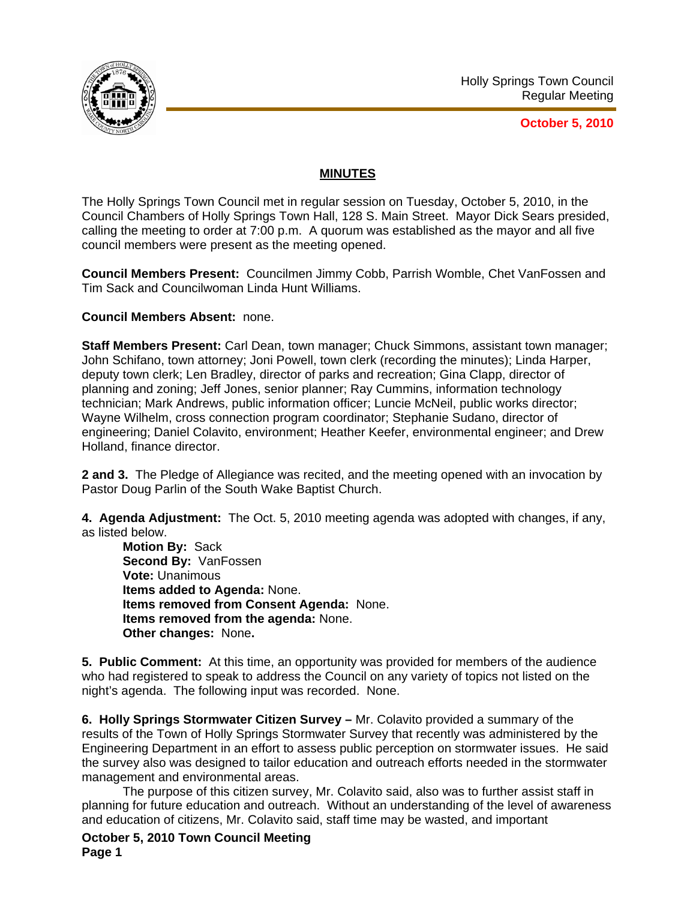Holly Springs Town Council
Regular Meeting

**October 5, 2010**

## MINUTES

The Holly Springs Town Council met in regular session on Tuesday, October 5, 2010, in the Council Chambers of Holly Springs Town Hall, 128 S. Main Street. Mayor Dick Sears presided, calling the meeting to order at 7:00 p.m. A quorum was established as the mayor and all five council members were present as the meeting opened.

**Council Members Present:** Councilmen Jimmy Cobb, Parrish Womble, Chet VanFossen and Tim Sack and Councilwoman Linda Hunt Williams.

**Council Members Absent:** none.

**Staff Members Present:** Carl Dean, town manager; Chuck Simmons, assistant town manager; John Schifano, town attorney; Joni Powell, town clerk (recording the minutes); Linda Harper, deputy town clerk; Len Bradley, director of parks and recreation; Gina Clapp, director of planning and zoning; Jeff Jones, senior planner; Ray Cummins, information technology technician; Mark Andrews, public information officer; Luncie McNeil, public works director; Wayne Wilhelm, cross connection program coordinator; Stephanie Sudano, director of engineering; Daniel Colavito, environment; Heather Keefer, environmental engineer; and Drew Holland, finance director.

**2 and 3.** The Pledge of Allegiance was recited, and the meeting opened with an invocation by Pastor Doug Parlin of the South Wake Baptist Church.

**4. Agenda Adjustment:** The Oct. 5, 2010 meeting agenda was adopted with changes, if any, as listed below.

**Motion By:** Sack
**Second By:** VanFossen
**Vote:** Unanimous
**Items added to Agenda:** None.
**Items removed from Consent Agenda:** None.
**Items removed from the agenda:** None.
**Other changes:** None**.**

**5. Public Comment:** At this time, an opportunity was provided for members of the audience who had registered to speak to address the Council on any variety of topics not listed on the night's agenda. The following input was recorded. None.

**6. Holly Springs Stormwater Citizen Survey –** Mr. Colavito provided a summary of the results of the Town of Holly Springs Stormwater Survey that recently was administered by the Engineering Department in an effort to assess public perception on stormwater issues. He said the survey also was designed to tailor education and outreach efforts needed in the stormwater management and environmental areas.

The purpose of this citizen survey, Mr. Colavito said, also was to further assist staff in planning for future education and outreach. Without an understanding of the level of awareness and education of citizens, Mr. Colavito said, staff time may be wasted, and important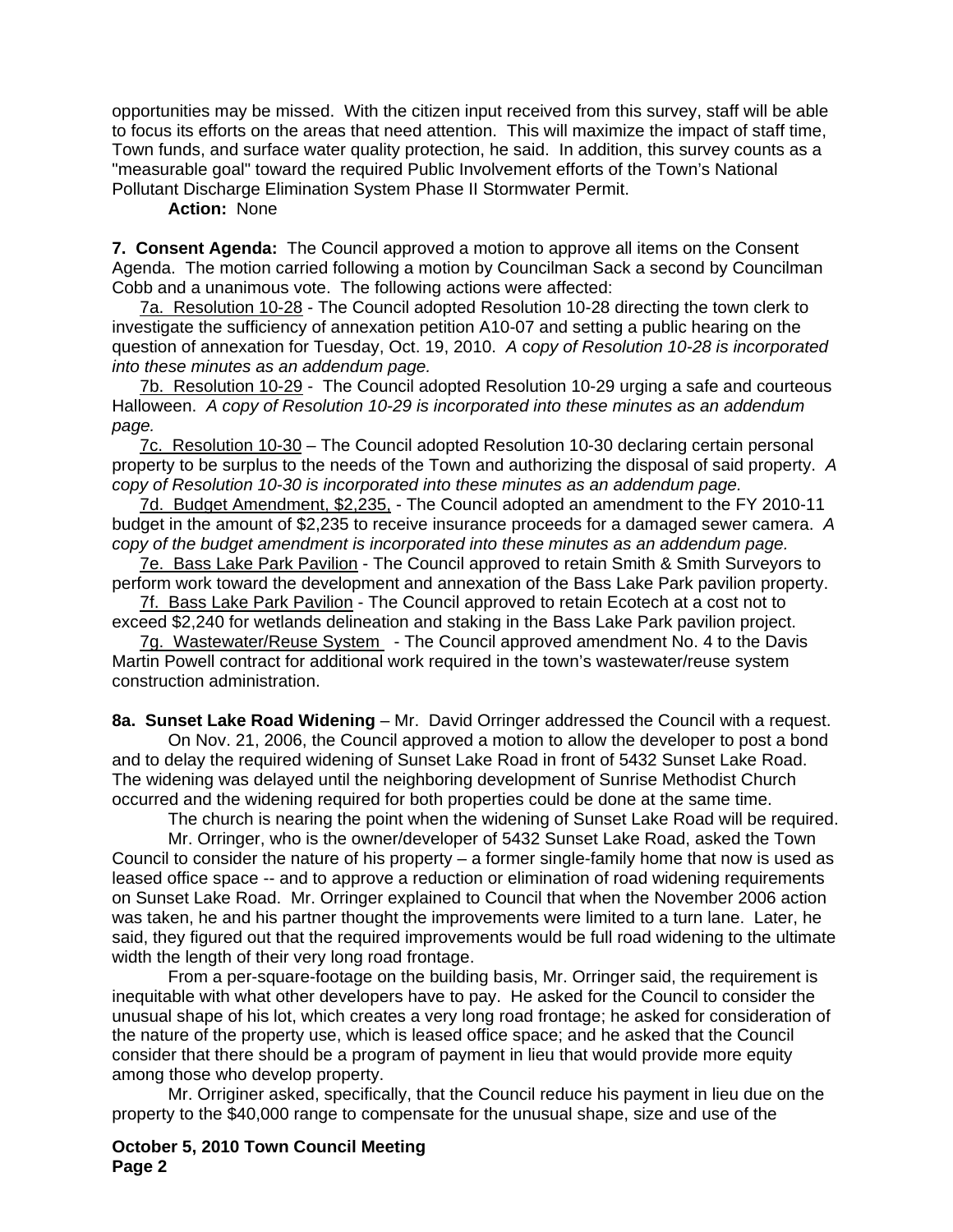opportunities may be missed. With the citizen input received from this survey, staff will be able to focus its efforts on the areas that need attention. This will maximize the impact of staff time, Town funds, and surface water quality protection, he said. In addition, this survey counts as a "measurable goal" toward the required Public Involvement efforts of the Town's National Pollutant Discharge Elimination System Phase II Stormwater Permit.

**Action:** None

**7. Consent Agenda:** The Council approved a motion to approve all items on the Consent Agenda. The motion carried following a motion by Councilman Sack a second by Councilman Cobb and a unanimous vote. The following actions were affected:

7a. Resolution 10-28 - The Council adopted Resolution 10-28 directing the town clerk to investigate the sufficiency of annexation petition A10-07 and setting a public hearing on the question of annexation for Tuesday, Oct. 19, 2010. *A copy of Resolution 10-28 is incorporated into these minutes as an addendum page.*

7b. Resolution 10-29 - The Council adopted Resolution 10-29 urging a safe and courteous Halloween. *A copy of Resolution 10-29 is incorporated into these minutes as an addendum page.*

7c. Resolution 10-30 – The Council adopted Resolution 10-30 declaring certain personal property to be surplus to the needs of the Town and authorizing the disposal of said property. *A copy of Resolution 10-30 is incorporated into these minutes as an addendum page.*

7d. Budget Amendment, $2,235, - The Council adopted an amendment to the FY 2010-11 budget in the amount of $2,235 to receive insurance proceeds for a damaged sewer camera. *A copy of the budget amendment is incorporated into these minutes as an addendum page.*

7e. Bass Lake Park Pavilion - The Council approved to retain Smith & Smith Surveyors to perform work toward the development and annexation of the Bass Lake Park pavilion property.

7f. Bass Lake Park Pavilion - The Council approved to retain Ecotech at a cost not to exceed $2,240 for wetlands delineation and staking in the Bass Lake Park pavilion project.

7g. Wastewater/Reuse System - The Council approved amendment No. 4 to the Davis Martin Powell contract for additional work required in the town's wastewater/reuse system construction administration.

**8a. Sunset Lake Road Widening** – Mr. David Orringer addressed the Council with a request.

On Nov. 21, 2006, the Council approved a motion to allow the developer to post a bond and to delay the required widening of Sunset Lake Road in front of 5432 Sunset Lake Road. The widening was delayed until the neighboring development of Sunrise Methodist Church occurred and the widening required for both properties could be done at the same time.

The church is nearing the point when the widening of Sunset Lake Road will be required.

Mr. Orringer, who is the owner/developer of 5432 Sunset Lake Road, asked the Town Council to consider the nature of his property – a former single-family home that now is used as leased office space -- and to approve a reduction or elimination of road widening requirements on Sunset Lake Road. Mr. Orringer explained to Council that when the November 2006 action was taken, he and his partner thought the improvements were limited to a turn lane. Later, he said, they figured out that the required improvements would be full road widening to the ultimate width the length of their very long road frontage.

From a per-square-footage on the building basis, Mr. Orringer said, the requirement is inequitable with what other developers have to pay. He asked for the Council to consider the unusual shape of his lot, which creates a very long road frontage; he asked for consideration of the nature of the property use, which is leased office space; and he asked that the Council consider that there should be a program of payment in lieu that would provide more equity among those who develop property.

Mr. Origginer asked, specifically, that the Council reduce his payment in lieu due on the property to the $40,000 range to compensate for the unusual shape, size and use of the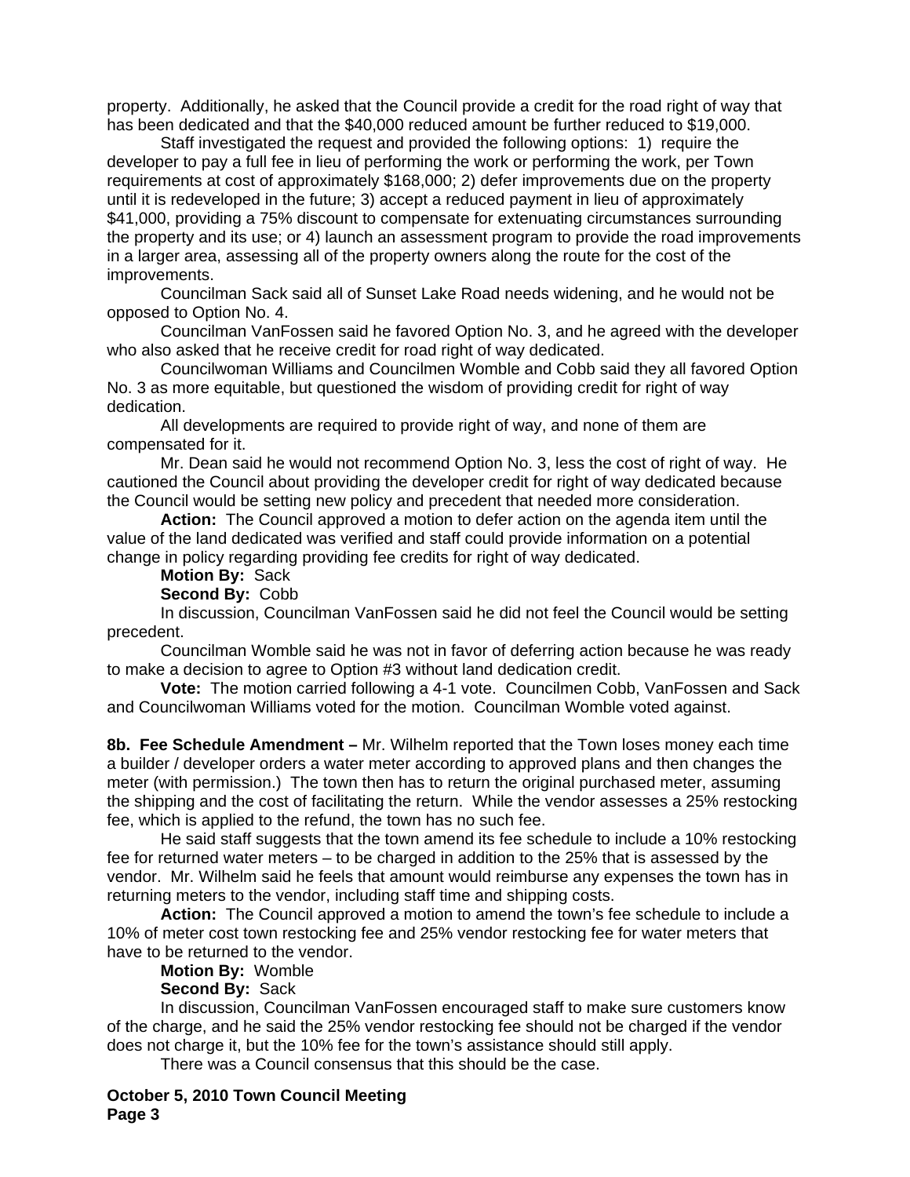property. Additionally, he asked that the Council provide a credit for the road right of way that has been dedicated and that the $40,000 reduced amount be further reduced to $19,000.

Staff investigated the request and provided the following options: 1) require the developer to pay a full fee in lieu of performing the work or performing the work, per Town requirements at cost of approximately $168,000; 2) defer improvements due on the property until it is redeveloped in the future; 3) accept a reduced payment in lieu of approximately $41,000, providing a 75% discount to compensate for extenuating circumstances surrounding the property and its use; or 4) launch an assessment program to provide the road improvements in a larger area, assessing all of the property owners along the route for the cost of the improvements.

Councilman Sack said all of Sunset Lake Road needs widening, and he would not be opposed to Option No. 4.

Councilman VanFossen said he favored Option No. 3, and he agreed with the developer who also asked that he receive credit for road right of way dedicated.

Councilwoman Williams and Councilmen Womble and Cobb said they all favored Option No. 3 as more equitable, but questioned the wisdom of providing credit for right of way dedication.

All developments are required to provide right of way, and none of them are compensated for it.

Mr. Dean said he would not recommend Option No. 3, less the cost of right of way. He cautioned the Council about providing the developer credit for right of way dedicated because the Council would be setting new policy and precedent that needed more consideration.

**Action:** The Council approved a motion to defer action on the agenda item until the value of the land dedicated was verified and staff could provide information on a potential change in policy regarding providing fee credits for right of way dedicated.

**Motion By:** Sack

**Second By:** Cobb

In discussion, Councilman VanFossen said he did not feel the Council would be setting precedent.

Councilman Womble said he was not in favor of deferring action because he was ready to make a decision to agree to Option #3 without land dedication credit.

**Vote:** The motion carried following a 4-1 vote. Councilmen Cobb, VanFossen and Sack and Councilwoman Williams voted for the motion. Councilman Womble voted against.

**8b. Fee Schedule Amendment –** Mr. Wilhelm reported that the Town loses money each time a builder / developer orders a water meter according to approved plans and then changes the meter (with permission.) The town then has to return the original purchased meter, assuming the shipping and the cost of facilitating the return. While the vendor assesses a 25% restocking fee, which is applied to the refund, the town has no such fee.

He said staff suggests that the town amend its fee schedule to include a 10% restocking fee for returned water meters – to be charged in addition to the 25% that is assessed by the vendor. Mr. Wilhelm said he feels that amount would reimburse any expenses the town has in returning meters to the vendor, including staff time and shipping costs.

**Action:** The Council approved a motion to amend the town's fee schedule to include a 10% of meter cost town restocking fee and 25% vendor restocking fee for water meters that have to be returned to the vendor.

**Motion By:** Womble

**Second By:** Sack

In discussion, Councilman VanFossen encouraged staff to make sure customers know of the charge, and he said the 25% vendor restocking fee should not be charged if the vendor does not charge it, but the 10% fee for the town's assistance should still apply.

There was a Council consensus that this should be the case.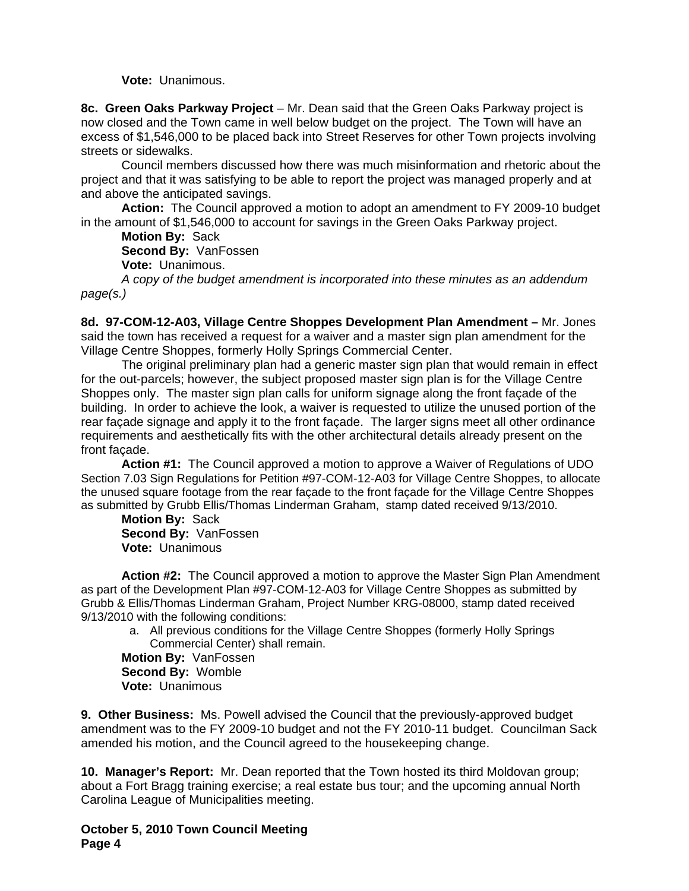**Vote:** Unanimous.

**8c. Green Oaks Parkway Project** – Mr. Dean said that the Green Oaks Parkway project is now closed and the Town came in well below budget on the project. The Town will have an excess of $1,546,000 to be placed back into Street Reserves for other Town projects involving streets or sidewalks.

Council members discussed how there was much misinformation and rhetoric about the project and that it was satisfying to be able to report the project was managed properly and at and above the anticipated savings.

**Action:** The Council approved a motion to adopt an amendment to FY 2009-10 budget in the amount of $1,546,000 to account for savings in the Green Oaks Parkway project.

**Motion By:** Sack
**Second By:** VanFossen
**Vote:** Unanimous.

*A copy of the budget amendment is incorporated into these minutes as an addendum page(s.)*

**8d. 97-COM-12-A03, Village Centre Shoppes Development Plan Amendment –** Mr. Jones said the town has received a request for a waiver and a master sign plan amendment for the Village Centre Shoppes, formerly Holly Springs Commercial Center.

The original preliminary plan had a generic master sign plan that would remain in effect for the out-parcels; however, the subject proposed master sign plan is for the Village Centre Shoppes only. The master sign plan calls for uniform signage along the front façade of the building. In order to achieve the look, a waiver is requested to utilize the unused portion of the rear façade signage and apply it to the front façade. The larger signs meet all other ordinance requirements and aesthetically fits with the other architectural details already present on the front façade.

**Action #1:** The Council approved a motion to approve a Waiver of Regulations of UDO Section 7.03 Sign Regulations for Petition #97-COM-12-A03 for Village Centre Shoppes, to allocate the unused square footage from the rear façade to the front façade for the Village Centre Shoppes as submitted by Grubb Ellis/Thomas Linderman Graham, stamp dated received 9/13/2010.

**Motion By:** Sack
**Second By:** VanFossen
**Vote:** Unanimous

**Action #2:** The Council approved a motion to approve the Master Sign Plan Amendment as part of the Development Plan #97-COM-12-A03 for Village Centre Shoppes as submitted by Grubb & Ellis/Thomas Linderman Graham, Project Number KRG-08000, stamp dated received 9/13/2010 with the following conditions:

a. All previous conditions for the Village Centre Shoppes (formerly Holly Springs Commercial Center) shall remain.

**Motion By:** VanFossen
**Second By:** Womble
**Vote:** Unanimous

**9. Other Business:** Ms. Powell advised the Council that the previously-approved budget amendment was to the FY 2009-10 budget and not the FY 2010-11 budget. Councilman Sack amended his motion, and the Council agreed to the housekeeping change.

**10. Manager's Report:** Mr. Dean reported that the Town hosted its third Moldovan group; about a Fort Bragg training exercise; a real estate bus tour; and the upcoming annual North Carolina League of Municipalities meeting.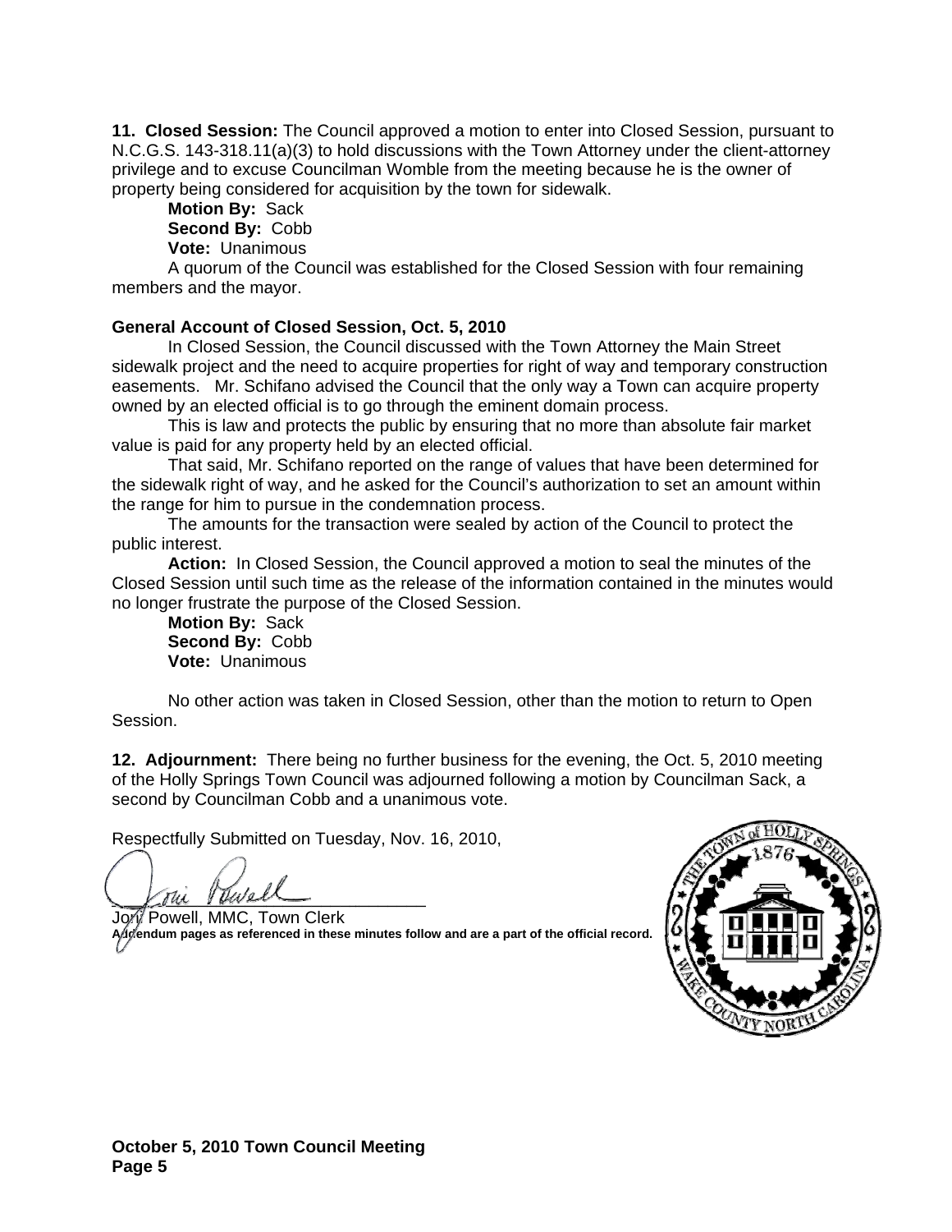**11. Closed Session:** The Council approved a motion to enter into Closed Session, pursuant to N.C.G.S. 143-318.11(a)(3) to hold discussions with the Town Attorney under the client-attorney privilege and to excuse Councilman Womble from the meeting because he is the owner of property being considered for acquisition by the town for sidewalk.

**Motion By:** Sack
**Second By:** Cobb
**Vote:** Unanimous

A quorum of the Council was established for the Closed Session with four remaining members and the mayor.

**General Account of Closed Session, Oct. 5, 2010**

In Closed Session, the Council discussed with the Town Attorney the Main Street sidewalk project and the need to acquire properties for right of way and temporary construction easements. Mr. Schifano advised the Council that the only way a Town can acquire property owned by an elected official is to go through the eminent domain process.

This is law and protects the public by ensuring that no more than absolute fair market value is paid for any property held by an elected official.

That said, Mr. Schifano reported on the range of values that have been determined for the sidewalk right of way, and he asked for the Council's authorization to set an amount within the range for him to pursue in the condemnation process.

The amounts for the transaction were sealed by action of the Council to protect the public interest.

**Action:** In Closed Session, the Council approved a motion to seal the minutes of the Closed Session until such time as the release of the information contained in the minutes would no longer frustrate the purpose of the Closed Session.

**Motion By:** Sack
**Second By:** Cobb
**Vote:** Unanimous

No other action was taken in Closed Session, other than the motion to return to Open Session.

**12. Adjournment:** There being no further business for the evening, the Oct. 5, 2010 meeting of the Holly Springs Town Council was adjourned following a motion by Councilman Sack, a second by Councilman Cobb and a unanimous vote.

Respectfully Submitted on Tuesday, Nov. 16, 2010,

Joni Powell, MMC, Town Clerk

**Addendum pages as referenced in these minutes follow and are a part of the official record.**